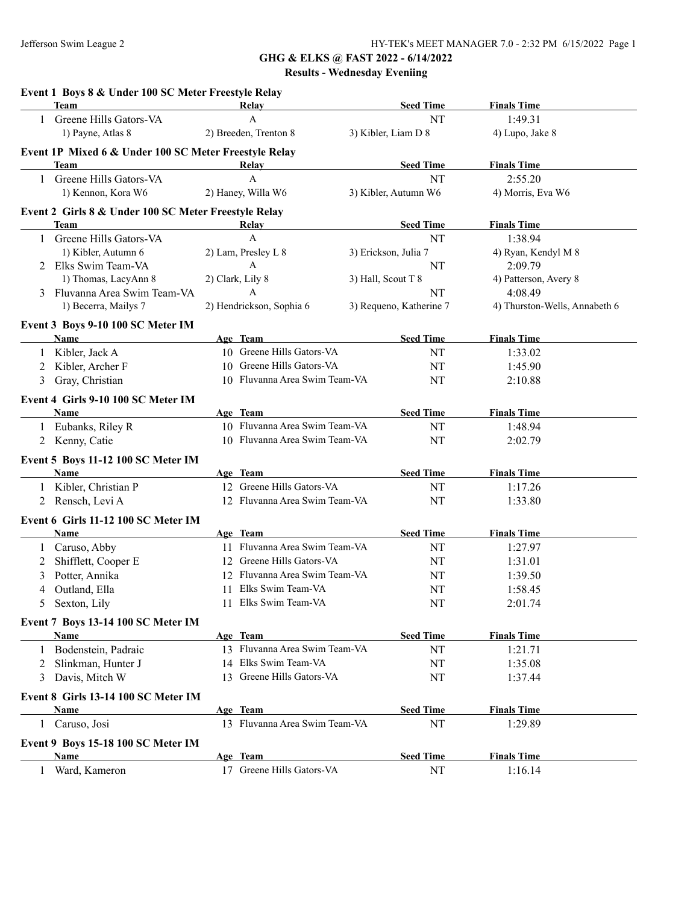# GHG & ELKS @ FAST 2022 - 6/14/2022

## Results - Wednesday Eveniing

### Event 1 Boys 8 & Under 100 SC Meter Freestyle Relay

| | Team | Relay | Seed Time | Finals Time |
|---|---|---|---|---|
| 1 | Greene Hills Gators-VA | A | NT | 1:49.31 |
| | 1) Payne, Atlas 8 | 2) Breeden, Trenton 8 | 3) Kibler, Liam D 8 | 4) Lupo, Jake 8 |

### Event 1P Mixed 6 & Under 100 SC Meter Freestyle Relay

| | Team | Relay | Seed Time | Finals Time |
|---|---|---|---|---|
| 1 | Greene Hills Gators-VA | A | NT | 2:55.20 |
| | 1) Kennon, Kora W6 | 2) Haney, Willa W6 | 3) Kibler, Autumn W6 | 4) Morris, Eva W6 |

### Event 2 Girls 8 & Under 100 SC Meter Freestyle Relay

| | Team | Relay | Seed Time | Finals Time |
|---|---|---|---|---|
| 1 | Greene Hills Gators-VA | A | NT | 1:38.94 |
| | 1) Kibler, Autumn 6 | 2) Lam, Presley L 8 | 3) Erickson, Julia 7 | 4) Ryan, Kendyl M 8 |
| 2 | Elks Swim Team-VA | A | NT | 2:09.79 |
| | 1) Thomas, LacyAnn 8 | 2) Clark, Lily 8 | 3) Hall, Scout T 8 | 4) Patterson, Avery 8 |
| 3 | Fluvanna Area Swim Team-VA | A | NT | 4:08.49 |
| | 1) Becerra, Mailys 7 | 2) Hendrickson, Sophia 6 | 3) Requeno, Katherine 7 | 4) Thurston-Wells, Annabeth 6 |

### Event 3 Boys 9-10 100 SC Meter IM

| | Name | Age | Team | Seed Time | Finals Time |
|---|---|---|---|---|---|
| 1 | Kibler, Jack A | 10 | Greene Hills Gators-VA | NT | 1:33.02 |
| 2 | Kibler, Archer F | 10 | Greene Hills Gators-VA | NT | 1:45.90 |
| 3 | Gray, Christian | 10 | Fluvanna Area Swim Team-VA | NT | 2:10.88 |

### Event 4 Girls 9-10 100 SC Meter IM

| | Name | Age | Team | Seed Time | Finals Time |
|---|---|---|---|---|---|
| 1 | Eubanks, Riley R | 10 | Fluvanna Area Swim Team-VA | NT | 1:48.94 |
| 2 | Kenny, Catie | 10 | Fluvanna Area Swim Team-VA | NT | 2:02.79 |

### Event 5 Boys 11-12 100 SC Meter IM

| | Name | Age | Team | Seed Time | Finals Time |
|---|---|---|---|---|---|
| 1 | Kibler, Christian P | 12 | Greene Hills Gators-VA | NT | 1:17.26 |
| 2 | Rensch, Levi A | 12 | Fluvanna Area Swim Team-VA | NT | 1:33.80 |

### Event 6 Girls 11-12 100 SC Meter IM

| | Name | Age | Team | Seed Time | Finals Time |
|---|---|---|---|---|---|
| 1 | Caruso, Abby | 11 | Fluvanna Area Swim Team-VA | NT | 1:27.97 |
| 2 | Shifflett, Cooper E | 12 | Greene Hills Gators-VA | NT | 1:31.01 |
| 3 | Potter, Annika | 12 | Fluvanna Area Swim Team-VA | NT | 1:39.50 |
| 4 | Outland, Ella | 11 | Elks Swim Team-VA | NT | 1:58.45 |
| 5 | Sexton, Lily | 11 | Elks Swim Team-VA | NT | 2:01.74 |

### Event 7 Boys 13-14 100 SC Meter IM

| | Name | Age | Team | Seed Time | Finals Time |
|---|---|---|---|---|---|
| 1 | Bodenstein, Padraic | 13 | Fluvanna Area Swim Team-VA | NT | 1:21.71 |
| 2 | Slinkman, Hunter J | 14 | Elks Swim Team-VA | NT | 1:35.08 |
| 3 | Davis, Mitch W | 13 | Greene Hills Gators-VA | NT | 1:37.44 |

### Event 8 Girls 13-14 100 SC Meter IM

| | Name | Age | Team | Seed Time | Finals Time |
|---|---|---|---|---|---|
| 1 | Caruso, Josi | 13 | Fluvanna Area Swim Team-VA | NT | 1:29.89 |

### Event 9 Boys 15-18 100 SC Meter IM

| | Name | Age | Team | Seed Time | Finals Time |
|---|---|---|---|---|---|
| 1 | Ward, Kameron | 17 | Greene Hills Gators-VA | NT | 1:16.14 |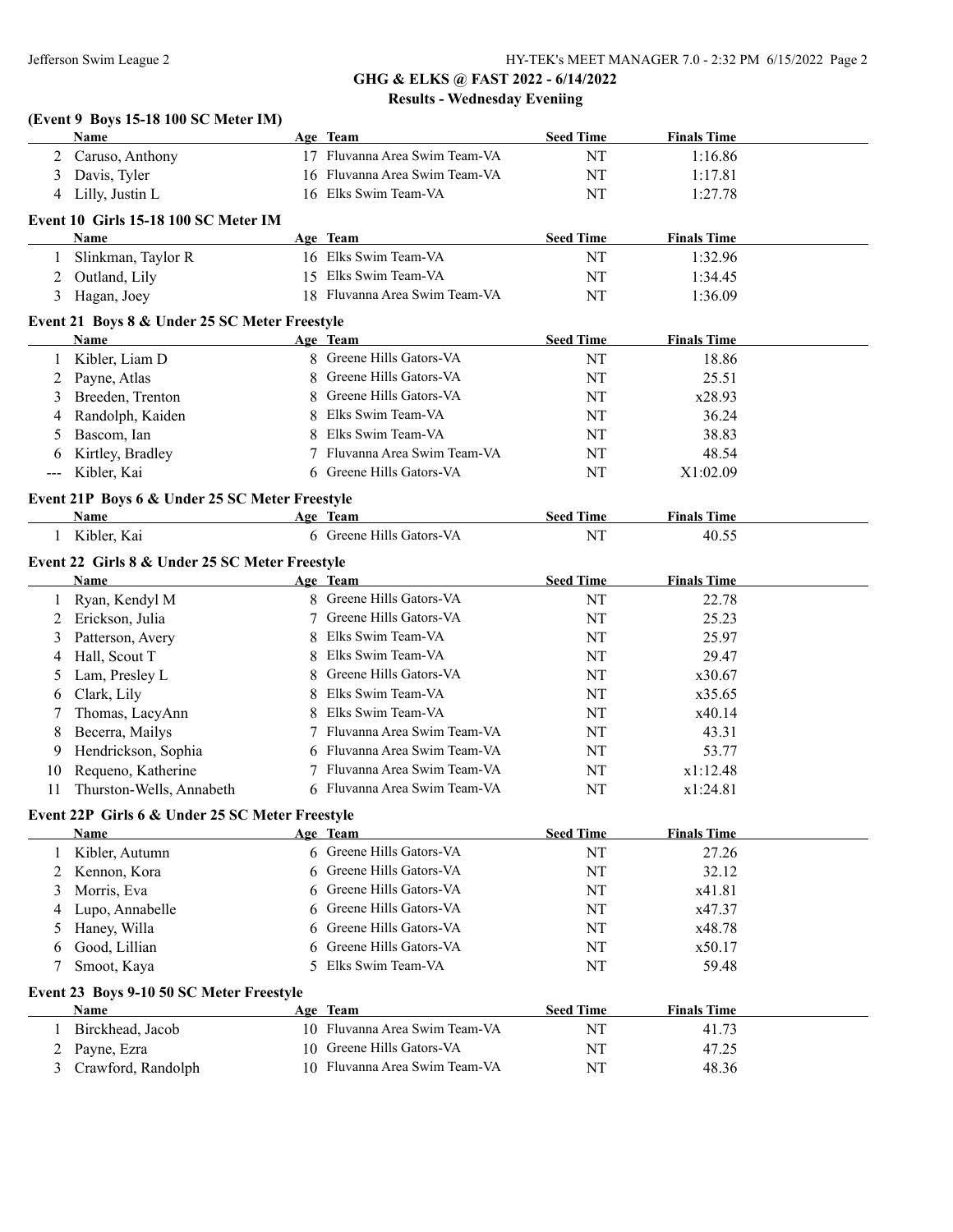## GHG & ELKS @ FAST 2022 - 6/14/2022

### Results - Wednesday Eveniing

#### (Event 9 Boys 15-18 100 SC Meter IM)

| | Name | Age | Team | Seed Time | Finals Time |
|---|---|---|---|---|---|
| 2 | Caruso, Anthony | 17 | Fluvanna Area Swim Team-VA | NT | 1:16.86 |
| 3 | Davis, Tyler | 16 | Fluvanna Area Swim Team-VA | NT | 1:17.81 |
| 4 | Lilly, Justin L | 16 | Elks Swim Team-VA | NT | 1:27.78 |

#### Event 10 Girls 15-18 100 SC Meter IM

| | Name | Age | Team | Seed Time | Finals Time |
|---|---|---|---|---|---|
| 1 | Slinkman, Taylor R | 16 | Elks Swim Team-VA | NT | 1:32.96 |
| 2 | Outland, Lily | 15 | Elks Swim Team-VA | NT | 1:34.45 |
| 3 | Hagan, Joey | 18 | Fluvanna Area Swim Team-VA | NT | 1:36.09 |

#### Event 21 Boys 8 & Under 25 SC Meter Freestyle

| | Name | Age | Team | Seed Time | Finals Time |
|---|---|---|---|---|---|
| 1 | Kibler, Liam D | 8 | Greene Hills Gators-VA | NT | 18.86 |
| 2 | Payne, Atlas | 8 | Greene Hills Gators-VA | NT | 25.51 |
| 3 | Breeden, Trenton | 8 | Greene Hills Gators-VA | NT | x28.93 |
| 4 | Randolph, Kaiden | 8 | Elks Swim Team-VA | NT | 36.24 |
| 5 | Bascom, Ian | 8 | Elks Swim Team-VA | NT | 38.83 |
| 6 | Kirtley, Bradley | 7 | Fluvanna Area Swim Team-VA | NT | 48.54 |
| --- | Kibler, Kai | 6 | Greene Hills Gators-VA | NT | X1:02.09 |

#### Event 21P Boys 6 & Under 25 SC Meter Freestyle

| | Name | Age | Team | Seed Time | Finals Time |
|---|---|---|---|---|---|
| 1 | Kibler, Kai | 6 | Greene Hills Gators-VA | NT | 40.55 |

#### Event 22 Girls 8 & Under 25 SC Meter Freestyle

| | Name | Age | Team | Seed Time | Finals Time |
|---|---|---|---|---|---|
| 1 | Ryan, Kendyl M | 8 | Greene Hills Gators-VA | NT | 22.78 |
| 2 | Erickson, Julia | 7 | Greene Hills Gators-VA | NT | 25.23 |
| 3 | Patterson, Avery | 8 | Elks Swim Team-VA | NT | 25.97 |
| 4 | Hall, Scout T | 8 | Elks Swim Team-VA | NT | 29.47 |
| 5 | Lam, Presley L | 8 | Greene Hills Gators-VA | NT | x30.67 |
| 6 | Clark, Lily | 8 | Elks Swim Team-VA | NT | x35.65 |
| 7 | Thomas, LacyAnn | 8 | Elks Swim Team-VA | NT | x40.14 |
| 8 | Becerra, Mailys | 7 | Fluvanna Area Swim Team-VA | NT | 43.31 |
| 9 | Hendrickson, Sophia | 6 | Fluvanna Area Swim Team-VA | NT | 53.77 |
| 10 | Requeno, Katherine | 7 | Fluvanna Area Swim Team-VA | NT | x1:12.48 |
| 11 | Thurston-Wells, Annabeth | 6 | Fluvanna Area Swim Team-VA | NT | x1:24.81 |

#### Event 22P Girls 6 & Under 25 SC Meter Freestyle

| | Name | Age | Team | Seed Time | Finals Time |
|---|---|---|---|---|---|
| 1 | Kibler, Autumn | 6 | Greene Hills Gators-VA | NT | 27.26 |
| 2 | Kennon, Kora | 6 | Greene Hills Gators-VA | NT | 32.12 |
| 3 | Morris, Eva | 6 | Greene Hills Gators-VA | NT | x41.81 |
| 4 | Lupo, Annabelle | 6 | Greene Hills Gators-VA | NT | x47.37 |
| 5 | Haney, Willa | 6 | Greene Hills Gators-VA | NT | x48.78 |
| 6 | Good, Lillian | 6 | Greene Hills Gators-VA | NT | x50.17 |
| 7 | Smoot, Kaya | 5 | Elks Swim Team-VA | NT | 59.48 |

#### Event 23 Boys 9-10 50 SC Meter Freestyle

| | Name | Age | Team | Seed Time | Finals Time |
|---|---|---|---|---|---|
| 1 | Birckhead, Jacob | 10 | Fluvanna Area Swim Team-VA | NT | 41.73 |
| 2 | Payne, Ezra | 10 | Greene Hills Gators-VA | NT | 47.25 |
| 3 | Crawford, Randolph | 10 | Fluvanna Area Swim Team-VA | NT | 48.36 |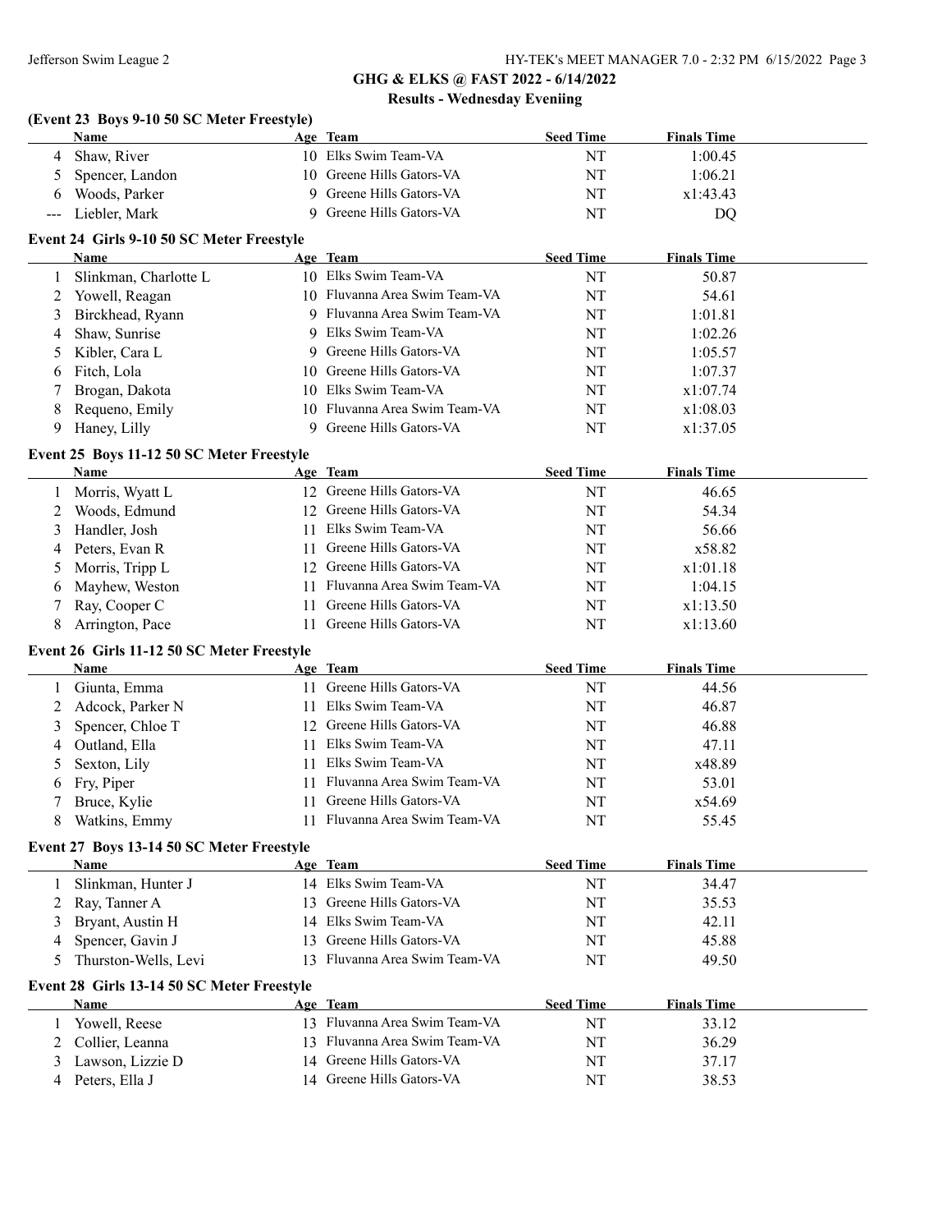## GHG & ELKS @ FAST 2022 - 6/14/2022

### Results - Wednesday Eveniing

#### (Event 23 Boys 9-10 50 SC Meter Freestyle)

| | Name | Age | Team | Seed Time | Finals Time |
|---|---|---|---|---|---|
| 4 | Shaw, River | 10 | Elks Swim Team-VA | NT | 1:00.45 |
| 5 | Spencer, Landon | 10 | Greene Hills Gators-VA | NT | 1:06.21 |
| 6 | Woods, Parker | 9 | Greene Hills Gators-VA | NT | x1:43.43 |
| --- | Liebler, Mark | 9 | Greene Hills Gators-VA | NT | DQ |

#### Event 24 Girls 9-10 50 SC Meter Freestyle

| | Name | Age | Team | Seed Time | Finals Time |
|---|---|---|---|---|---|
| 1 | Slinkman, Charlotte L | 10 | Elks Swim Team-VA | NT | 50.87 |
| 2 | Yowell, Reagan | 10 | Fluvanna Area Swim Team-VA | NT | 54.61 |
| 3 | Birckhead, Ryann | 9 | Fluvanna Area Swim Team-VA | NT | 1:01.81 |
| 4 | Shaw, Sunrise | 9 | Elks Swim Team-VA | NT | 1:02.26 |
| 5 | Kibler, Cara L | 9 | Greene Hills Gators-VA | NT | 1:05.57 |
| 6 | Fitch, Lola | 10 | Greene Hills Gators-VA | NT | 1:07.37 |
| 7 | Brogan, Dakota | 10 | Elks Swim Team-VA | NT | x1:07.74 |
| 8 | Requeno, Emily | 10 | Fluvanna Area Swim Team-VA | NT | x1:08.03 |
| 9 | Haney, Lilly | 9 | Greene Hills Gators-VA | NT | x1:37.05 |

#### Event 25 Boys 11-12 50 SC Meter Freestyle

| | Name | Age | Team | Seed Time | Finals Time |
|---|---|---|---|---|---|
| 1 | Morris, Wyatt L | 12 | Greene Hills Gators-VA | NT | 46.65 |
| 2 | Woods, Edmund | 12 | Greene Hills Gators-VA | NT | 54.34 |
| 3 | Handler, Josh | 11 | Elks Swim Team-VA | NT | 56.66 |
| 4 | Peters, Evan R | 11 | Greene Hills Gators-VA | NT | x58.82 |
| 5 | Morris, Tripp L | 12 | Greene Hills Gators-VA | NT | x1:01.18 |
| 6 | Mayhew, Weston | 11 | Fluvanna Area Swim Team-VA | NT | 1:04.15 |
| 7 | Ray, Cooper C | 11 | Greene Hills Gators-VA | NT | x1:13.50 |
| 8 | Arrington, Pace | 11 | Greene Hills Gators-VA | NT | x1:13.60 |

#### Event 26 Girls 11-12 50 SC Meter Freestyle

| | Name | Age | Team | Seed Time | Finals Time |
|---|---|---|---|---|---|
| 1 | Giunta, Emma | 11 | Greene Hills Gators-VA | NT | 44.56 |
| 2 | Adcock, Parker N | 11 | Elks Swim Team-VA | NT | 46.87 |
| 3 | Spencer, Chloe T | 12 | Greene Hills Gators-VA | NT | 46.88 |
| 4 | Outland, Ella | 11 | Elks Swim Team-VA | NT | 47.11 |
| 5 | Sexton, Lily | 11 | Elks Swim Team-VA | NT | x48.89 |
| 6 | Fry, Piper | 11 | Fluvanna Area Swim Team-VA | NT | 53.01 |
| 7 | Bruce, Kylie | 11 | Greene Hills Gators-VA | NT | x54.69 |
| 8 | Watkins, Emmy | 11 | Fluvanna Area Swim Team-VA | NT | 55.45 |

#### Event 27 Boys 13-14 50 SC Meter Freestyle

| | Name | Age | Team | Seed Time | Finals Time |
|---|---|---|---|---|---|
| 1 | Slinkman, Hunter J | 14 | Elks Swim Team-VA | NT | 34.47 |
| 2 | Ray, Tanner A | 13 | Greene Hills Gators-VA | NT | 35.53 |
| 3 | Bryant, Austin H | 14 | Elks Swim Team-VA | NT | 42.11 |
| 4 | Spencer, Gavin J | 13 | Greene Hills Gators-VA | NT | 45.88 |
| 5 | Thurston-Wells, Levi | 13 | Fluvanna Area Swim Team-VA | NT | 49.50 |

#### Event 28 Girls 13-14 50 SC Meter Freestyle

| | Name | Age | Team | Seed Time | Finals Time |
|---|---|---|---|---|---|
| 1 | Yowell, Reese | 13 | Fluvanna Area Swim Team-VA | NT | 33.12 |
| 2 | Collier, Leanna | 13 | Fluvanna Area Swim Team-VA | NT | 36.29 |
| 3 | Lawson, Lizzie D | 14 | Greene Hills Gators-VA | NT | 37.17 |
| 4 | Peters, Ella J | 14 | Greene Hills Gators-VA | NT | 38.53 |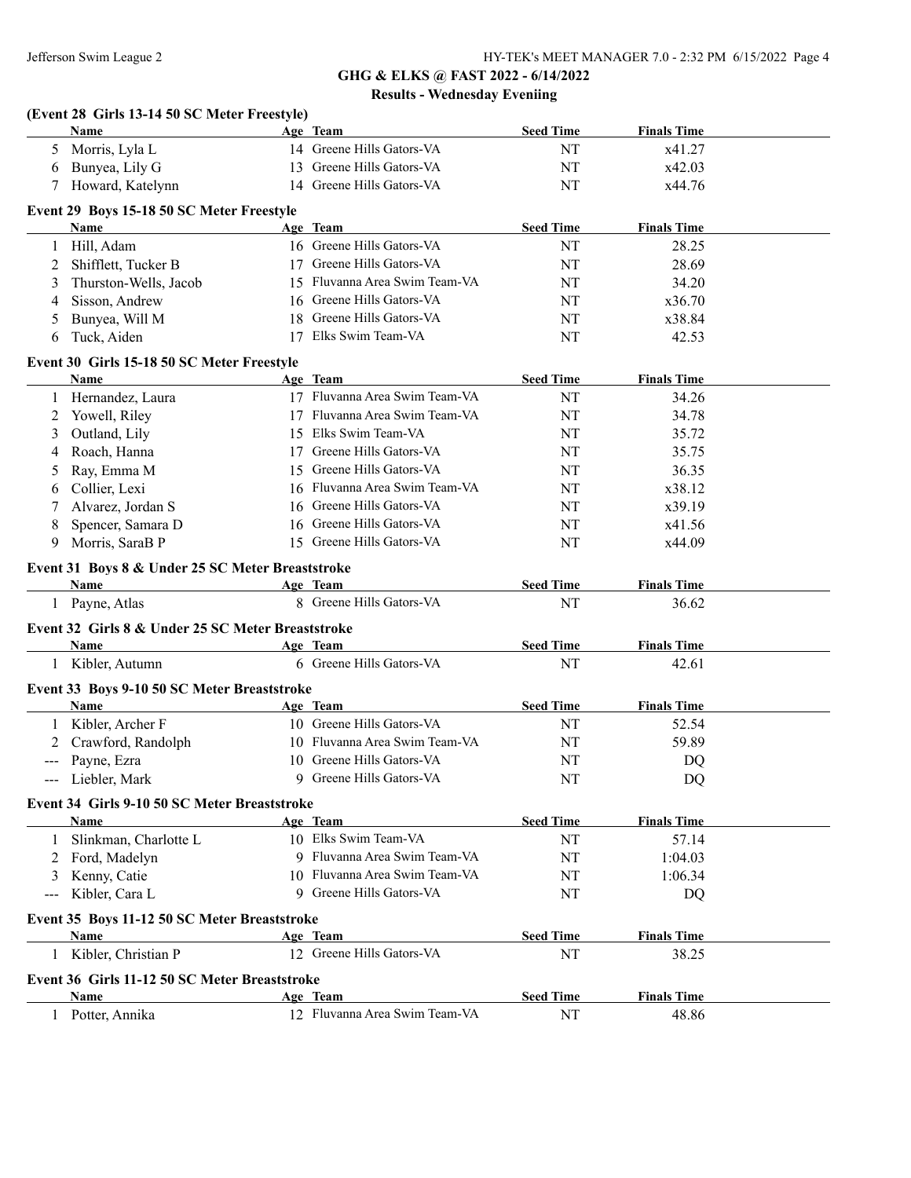## GHG & ELKS @ FAST 2022 - 6/14/2022

### Results - Wednesday Eveniing

**(Event 28 Girls 13-14 50 SC Meter Freestyle)**

| | Name | Age | Team | Seed Time | Finals Time |
|---|---|---|---|---|---|
| 5 | Morris, Lyla L | 14 | Greene Hills Gators-VA | NT | x41.27 |
| 6 | Bunyea, Lily G | 13 | Greene Hills Gators-VA | NT | x42.03 |
| 7 | Howard, Katelynn | 14 | Greene Hills Gators-VA | NT | x44.76 |

**Event 29 Boys 15-18 50 SC Meter Freestyle**

| | Name | Age | Team | Seed Time | Finals Time |
|---|---|---|---|---|---|
| 1 | Hill, Adam | 16 | Greene Hills Gators-VA | NT | 28.25 |
| 2 | Shifflett, Tucker B | 17 | Greene Hills Gators-VA | NT | 28.69 |
| 3 | Thurston-Wells, Jacob | 15 | Fluvanna Area Swim Team-VA | NT | 34.20 |
| 4 | Sisson, Andrew | 16 | Greene Hills Gators-VA | NT | x36.70 |
| 5 | Bunyea, Will M | 18 | Greene Hills Gators-VA | NT | x38.84 |
| 6 | Tuck, Aiden | 17 | Elks Swim Team-VA | NT | 42.53 |

**Event 30 Girls 15-18 50 SC Meter Freestyle**

| | Name | Age | Team | Seed Time | Finals Time |
|---|---|---|---|---|---|
| 1 | Hernandez, Laura | 17 | Fluvanna Area Swim Team-VA | NT | 34.26 |
| 2 | Yowell, Riley | 17 | Fluvanna Area Swim Team-VA | NT | 34.78 |
| 3 | Outland, Lily | 15 | Elks Swim Team-VA | NT | 35.72 |
| 4 | Roach, Hanna | 17 | Greene Hills Gators-VA | NT | 35.75 |
| 5 | Ray, Emma M | 15 | Greene Hills Gators-VA | NT | 36.35 |
| 6 | Collier, Lexi | 16 | Fluvanna Area Swim Team-VA | NT | x38.12 |
| 7 | Alvarez, Jordan S | 16 | Greene Hills Gators-VA | NT | x39.19 |
| 8 | Spencer, Samara D | 16 | Greene Hills Gators-VA | NT | x41.56 |
| 9 | Morris, SaraB P | 15 | Greene Hills Gators-VA | NT | x44.09 |

**Event 31 Boys 8 & Under 25 SC Meter Breaststroke**

| | Name | Age | Team | Seed Time | Finals Time |
|---|---|---|---|---|---|
| 1 | Payne, Atlas | 8 | Greene Hills Gators-VA | NT | 36.62 |

**Event 32 Girls 8 & Under 25 SC Meter Breaststroke**

| | Name | Age | Team | Seed Time | Finals Time |
|---|---|---|---|---|---|
| 1 | Kibler, Autumn | 6 | Greene Hills Gators-VA | NT | 42.61 |

**Event 33 Boys 9-10 50 SC Meter Breaststroke**

| | Name | Age | Team | Seed Time | Finals Time |
|---|---|---|---|---|---|
| 1 | Kibler, Archer F | 10 | Greene Hills Gators-VA | NT | 52.54 |
| 2 | Crawford, Randolph | 10 | Fluvanna Area Swim Team-VA | NT | 59.89 |
| --- | Payne, Ezra | 10 | Greene Hills Gators-VA | NT | DQ |
| --- | Liebler, Mark | 9 | Greene Hills Gators-VA | NT | DQ |

**Event 34 Girls 9-10 50 SC Meter Breaststroke**

| | Name | Age | Team | Seed Time | Finals Time |
|---|---|---|---|---|---|
| 1 | Slinkman, Charlotte L | 10 | Elks Swim Team-VA | NT | 57.14 |
| 2 | Ford, Madelyn | 9 | Fluvanna Area Swim Team-VA | NT | 1:04.03 |
| 3 | Kenny, Catie | 10 | Fluvanna Area Swim Team-VA | NT | 1:06.34 |
| --- | Kibler, Cara L | 9 | Greene Hills Gators-VA | NT | DQ |

**Event 35 Boys 11-12 50 SC Meter Breaststroke**

| | Name | Age | Team | Seed Time | Finals Time |
|---|---|---|---|---|---|
| 1 | Kibler, Christian P | 12 | Greene Hills Gators-VA | NT | 38.25 |

**Event 36 Girls 11-12 50 SC Meter Breaststroke**

| | Name | Age | Team | Seed Time | Finals Time |
|---|---|---|---|---|---|
| 1 | Potter, Annika | 12 | Fluvanna Area Swim Team-VA | NT | 48.86 |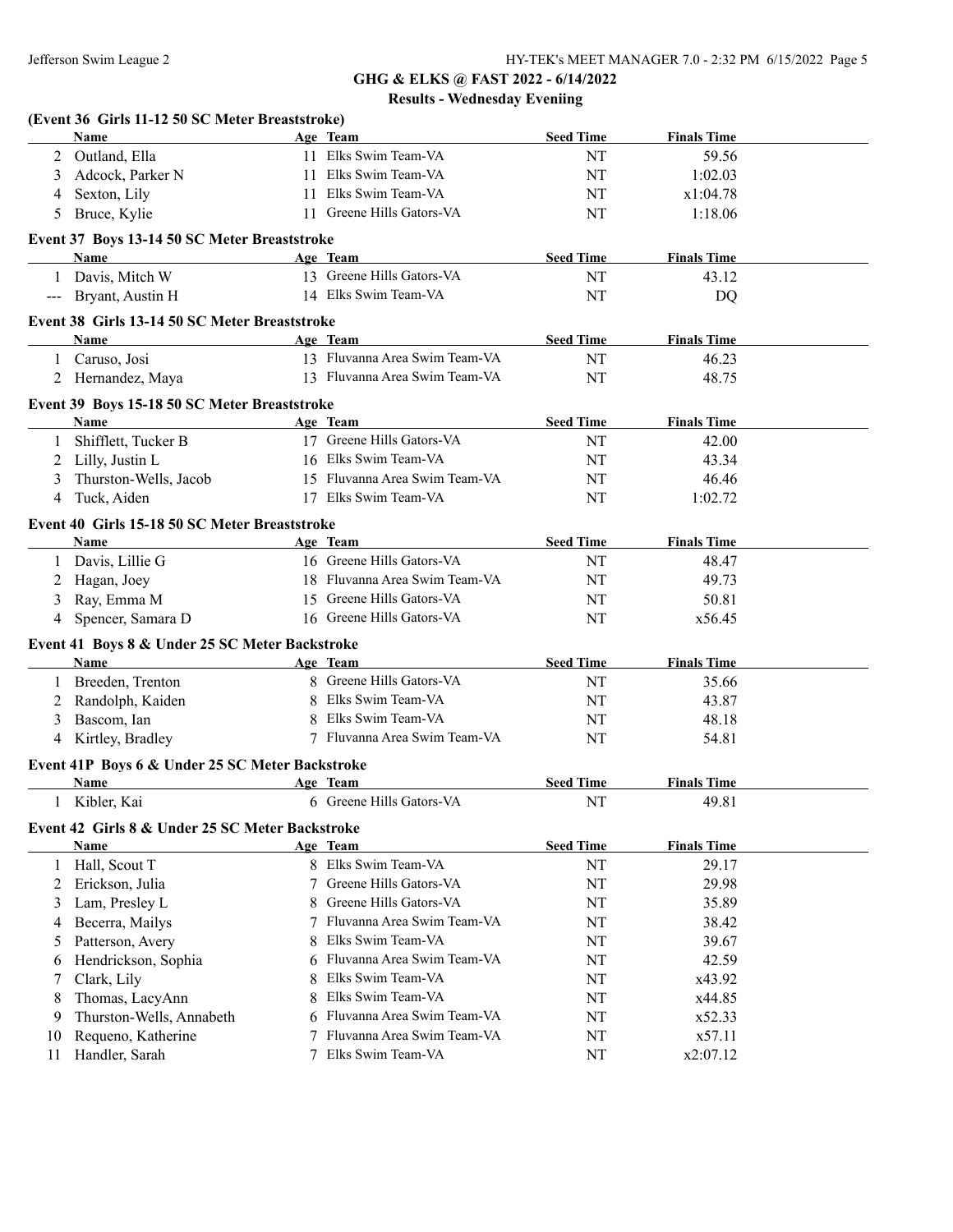## GHG & ELKS @ FAST 2022 - 6/14/2022

### Results - Wednesday Eveniing

**(Event 36 Girls 11-12 50 SC Meter Breaststroke)**

| | Name | Age | Team | Seed Time | Finals Time |
|---|---|---|---|---|---|
| 2 | Outland, Ella | 11 | Elks Swim Team-VA | NT | 59.56 |
| 3 | Adcock, Parker N | 11 | Elks Swim Team-VA | NT | 1:02.03 |
| 4 | Sexton, Lily | 11 | Elks Swim Team-VA | NT | x1:04.78 |
| 5 | Bruce, Kylie | 11 | Greene Hills Gators-VA | NT | 1:18.06 |

**Event 37 Boys 13-14 50 SC Meter Breaststroke**

| | Name | Age | Team | Seed Time | Finals Time |
|---|---|---|---|---|---|
| 1 | Davis, Mitch W | 13 | Greene Hills Gators-VA | NT | 43.12 |
| --- | Bryant, Austin H | 14 | Elks Swim Team-VA | NT | DQ |

**Event 38 Girls 13-14 50 SC Meter Breaststroke**

| | Name | Age | Team | Seed Time | Finals Time |
|---|---|---|---|---|---|
| 1 | Caruso, Josi | 13 | Fluvanna Area Swim Team-VA | NT | 46.23 |
| 2 | Hernandez, Maya | 13 | Fluvanna Area Swim Team-VA | NT | 48.75 |

**Event 39 Boys 15-18 50 SC Meter Breaststroke**

| | Name | Age | Team | Seed Time | Finals Time |
|---|---|---|---|---|---|
| 1 | Shifflett, Tucker B | 17 | Greene Hills Gators-VA | NT | 42.00 |
| 2 | Lilly, Justin L | 16 | Elks Swim Team-VA | NT | 43.34 |
| 3 | Thurston-Wells, Jacob | 15 | Fluvanna Area Swim Team-VA | NT | 46.46 |
| 4 | Tuck, Aiden | 17 | Elks Swim Team-VA | NT | 1:02.72 |

**Event 40 Girls 15-18 50 SC Meter Breaststroke**

| | Name | Age | Team | Seed Time | Finals Time |
|---|---|---|---|---|---|
| 1 | Davis, Lillie G | 16 | Greene Hills Gators-VA | NT | 48.47 |
| 2 | Hagan, Joey | 18 | Fluvanna Area Swim Team-VA | NT | 49.73 |
| 3 | Ray, Emma M | 15 | Greene Hills Gators-VA | NT | 50.81 |
| 4 | Spencer, Samara D | 16 | Greene Hills Gators-VA | NT | x56.45 |

**Event 41 Boys 8 & Under 25 SC Meter Backstroke**

| | Name | Age | Team | Seed Time | Finals Time |
|---|---|---|---|---|---|
| 1 | Breeden, Trenton | 8 | Greene Hills Gators-VA | NT | 35.66 |
| 2 | Randolph, Kaiden | 8 | Elks Swim Team-VA | NT | 43.87 |
| 3 | Bascom, Ian | 8 | Elks Swim Team-VA | NT | 48.18 |
| 4 | Kirtley, Bradley | 7 | Fluvanna Area Swim Team-VA | NT | 54.81 |

**Event 41P Boys 6 & Under 25 SC Meter Backstroke**

| | Name | Age | Team | Seed Time | Finals Time |
|---|---|---|---|---|---|
| 1 | Kibler, Kai | 6 | Greene Hills Gators-VA | NT | 49.81 |

**Event 42 Girls 8 & Under 25 SC Meter Backstroke**

| | Name | Age | Team | Seed Time | Finals Time |
|---|---|---|---|---|---|
| 1 | Hall, Scout T | 8 | Elks Swim Team-VA | NT | 29.17 |
| 2 | Erickson, Julia | 7 | Greene Hills Gators-VA | NT | 29.98 |
| 3 | Lam, Presley L | 8 | Greene Hills Gators-VA | NT | 35.89 |
| 4 | Becerra, Mailys | 7 | Fluvanna Area Swim Team-VA | NT | 38.42 |
| 5 | Patterson, Avery | 8 | Elks Swim Team-VA | NT | 39.67 |
| 6 | Hendrickson, Sophia | 6 | Fluvanna Area Swim Team-VA | NT | 42.59 |
| 7 | Clark, Lily | 8 | Elks Swim Team-VA | NT | x43.92 |
| 8 | Thomas, LacyAnn | 8 | Elks Swim Team-VA | NT | x44.85 |
| 9 | Thurston-Wells, Annabeth | 6 | Fluvanna Area Swim Team-VA | NT | x52.33 |
| 10 | Requeno, Katherine | 7 | Fluvanna Area Swim Team-VA | NT | x57.11 |
| 11 | Handler, Sarah | 7 | Elks Swim Team-VA | NT | x2:07.12 |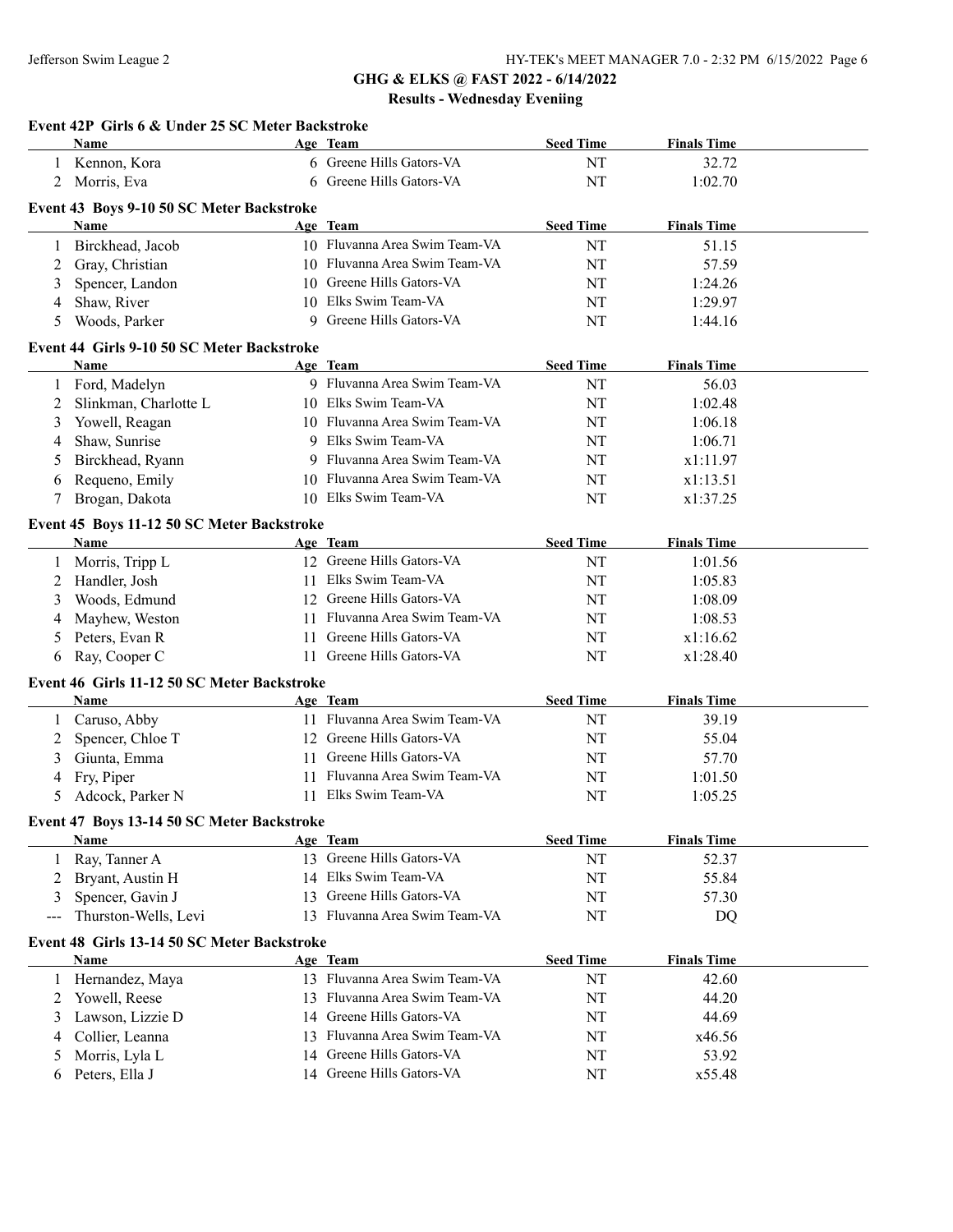# GHG & ELKS @ FAST 2022 - 6/14/2022

## Results - Wednesday Eveniing

### Event 42P Girls 6 & Under 25 SC Meter Backstroke

| | Name | Age | Team | Seed Time | Finals Time |
|---|---|---|---|---|---|
| 1 | Kennon, Kora | 6 | Greene Hills Gators-VA | NT | 32.72 |
| 2 | Morris, Eva | 6 | Greene Hills Gators-VA | NT | 1:02.70 |

### Event 43 Boys 9-10 50 SC Meter Backstroke

| | Name | Age | Team | Seed Time | Finals Time |
|---|---|---|---|---|---|
| 1 | Birckhead, Jacob | 10 | Fluvanna Area Swim Team-VA | NT | 51.15 |
| 2 | Gray, Christian | 10 | Fluvanna Area Swim Team-VA | NT | 57.59 |
| 3 | Spencer, Landon | 10 | Greene Hills Gators-VA | NT | 1:24.26 |
| 4 | Shaw, River | 10 | Elks Swim Team-VA | NT | 1:29.97 |
| 5 | Woods, Parker | 9 | Greene Hills Gators-VA | NT | 1:44.16 |

### Event 44 Girls 9-10 50 SC Meter Backstroke

| | Name | Age | Team | Seed Time | Finals Time |
|---|---|---|---|---|---|
| 1 | Ford, Madelyn | 9 | Fluvanna Area Swim Team-VA | NT | 56.03 |
| 2 | Slinkman, Charlotte L | 10 | Elks Swim Team-VA | NT | 1:02.48 |
| 3 | Yowell, Reagan | 10 | Fluvanna Area Swim Team-VA | NT | 1:06.18 |
| 4 | Shaw, Sunrise | 9 | Elks Swim Team-VA | NT | 1:06.71 |
| 5 | Birckhead, Ryann | 9 | Fluvanna Area Swim Team-VA | NT | x1:11.97 |
| 6 | Requeno, Emily | 10 | Fluvanna Area Swim Team-VA | NT | x1:13.51 |
| 7 | Brogan, Dakota | 10 | Elks Swim Team-VA | NT | x1:37.25 |

### Event 45 Boys 11-12 50 SC Meter Backstroke

| | Name | Age | Team | Seed Time | Finals Time |
|---|---|---|---|---|---|
| 1 | Morris, Tripp L | 12 | Greene Hills Gators-VA | NT | 1:01.56 |
| 2 | Handler, Josh | 11 | Elks Swim Team-VA | NT | 1:05.83 |
| 3 | Woods, Edmund | 12 | Greene Hills Gators-VA | NT | 1:08.09 |
| 4 | Mayhew, Weston | 11 | Fluvanna Area Swim Team-VA | NT | 1:08.53 |
| 5 | Peters, Evan R | 11 | Greene Hills Gators-VA | NT | x1:16.62 |
| 6 | Ray, Cooper C | 11 | Greene Hills Gators-VA | NT | x1:28.40 |

### Event 46 Girls 11-12 50 SC Meter Backstroke

| | Name | Age | Team | Seed Time | Finals Time |
|---|---|---|---|---|---|
| 1 | Caruso, Abby | 11 | Fluvanna Area Swim Team-VA | NT | 39.19 |
| 2 | Spencer, Chloe T | 12 | Greene Hills Gators-VA | NT | 55.04 |
| 3 | Giunta, Emma | 11 | Greene Hills Gators-VA | NT | 57.70 |
| 4 | Fry, Piper | 11 | Fluvanna Area Swim Team-VA | NT | 1:01.50 |
| 5 | Adcock, Parker N | 11 | Elks Swim Team-VA | NT | 1:05.25 |

### Event 47 Boys 13-14 50 SC Meter Backstroke

| | Name | Age | Team | Seed Time | Finals Time |
|---|---|---|---|---|---|
| 1 | Ray, Tanner A | 13 | Greene Hills Gators-VA | NT | 52.37 |
| 2 | Bryant, Austin H | 14 | Elks Swim Team-VA | NT | 55.84 |
| 3 | Spencer, Gavin J | 13 | Greene Hills Gators-VA | NT | 57.30 |
| --- | Thurston-Wells, Levi | 13 | Fluvanna Area Swim Team-VA | NT | DQ |

### Event 48 Girls 13-14 50 SC Meter Backstroke

| | Name | Age | Team | Seed Time | Finals Time |
|---|---|---|---|---|---|
| 1 | Hernandez, Maya | 13 | Fluvanna Area Swim Team-VA | NT | 42.60 |
| 2 | Yowell, Reese | 13 | Fluvanna Area Swim Team-VA | NT | 44.20 |
| 3 | Lawson, Lizzie D | 14 | Greene Hills Gators-VA | NT | 44.69 |
| 4 | Collier, Leanna | 13 | Fluvanna Area Swim Team-VA | NT | x46.56 |
| 5 | Morris, Lyla L | 14 | Greene Hills Gators-VA | NT | 53.92 |
| 6 | Peters, Ella J | 14 | Greene Hills Gators-VA | NT | x55.48 |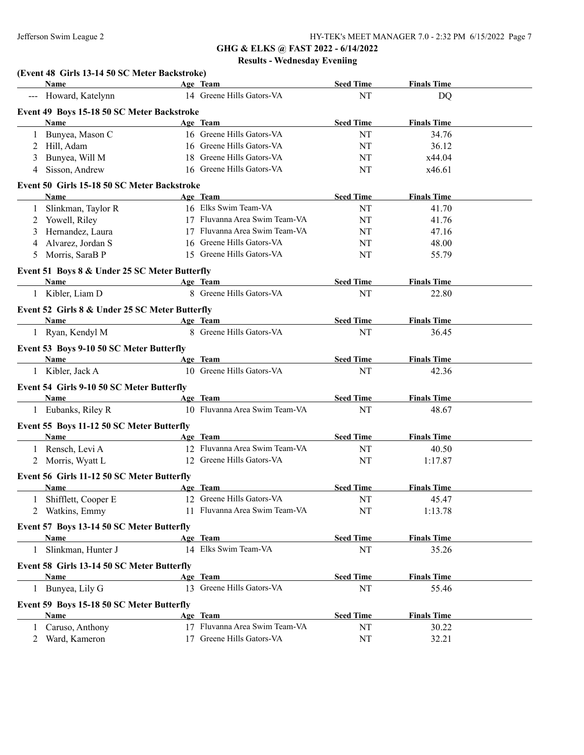## GHG & ELKS @ FAST 2022 - 6/14/2022

### Results - Wednesday Eveniing

**(Event 48 Girls 13-14 50 SC Meter Backstroke)**

| | Name | Age | Team | Seed Time | Finals Time |
|---|---|---|---|---|---|
| --- | Howard, Katelynn | 14 | Greene Hills Gators-VA | NT | DQ |

**Event 49 Boys 15-18 50 SC Meter Backstroke**

| | Name | Age | Team | Seed Time | Finals Time |
|---|---|---|---|---|---|
| 1 | Bunyea, Mason C | 16 | Greene Hills Gators-VA | NT | 34.76 |
| 2 | Hill, Adam | 16 | Greene Hills Gators-VA | NT | 36.12 |
| 3 | Bunyea, Will M | 18 | Greene Hills Gators-VA | NT | x44.04 |
| 4 | Sisson, Andrew | 16 | Greene Hills Gators-VA | NT | x46.61 |

**Event 50 Girls 15-18 50 SC Meter Backstroke**

| | Name | Age | Team | Seed Time | Finals Time |
|---|---|---|---|---|---|
| 1 | Slinkman, Taylor R | 16 | Elks Swim Team-VA | NT | 41.70 |
| 2 | Yowell, Riley | 17 | Fluvanna Area Swim Team-VA | NT | 41.76 |
| 3 | Hernandez, Laura | 17 | Fluvanna Area Swim Team-VA | NT | 47.16 |
| 4 | Alvarez, Jordan S | 16 | Greene Hills Gators-VA | NT | 48.00 |
| 5 | Morris, SaraB P | 15 | Greene Hills Gators-VA | NT | 55.79 |

**Event 51 Boys 8 & Under 25 SC Meter Butterfly**

| | Name | Age | Team | Seed Time | Finals Time |
|---|---|---|---|---|---|
| 1 | Kibler, Liam D | 8 | Greene Hills Gators-VA | NT | 22.80 |

**Event 52 Girls 8 & Under 25 SC Meter Butterfly**

| | Name | Age | Team | Seed Time | Finals Time |
|---|---|---|---|---|---|
| 1 | Ryan, Kendyl M | 8 | Greene Hills Gators-VA | NT | 36.45 |

**Event 53 Boys 9-10 50 SC Meter Butterfly**

| | Name | Age | Team | Seed Time | Finals Time |
|---|---|---|---|---|---|
| 1 | Kibler, Jack A | 10 | Greene Hills Gators-VA | NT | 42.36 |

**Event 54 Girls 9-10 50 SC Meter Butterfly**

| | Name | Age | Team | Seed Time | Finals Time |
|---|---|---|---|---|---|
| 1 | Eubanks, Riley R | 10 | Fluvanna Area Swim Team-VA | NT | 48.67 |

**Event 55 Boys 11-12 50 SC Meter Butterfly**

| | Name | Age | Team | Seed Time | Finals Time |
|---|---|---|---|---|---|
| 1 | Rensch, Levi A | 12 | Fluvanna Area Swim Team-VA | NT | 40.50 |
| 2 | Morris, Wyatt L | 12 | Greene Hills Gators-VA | NT | 1:17.87 |

**Event 56 Girls 11-12 50 SC Meter Butterfly**

| | Name | Age | Team | Seed Time | Finals Time |
|---|---|---|---|---|---|
| 1 | Shifflett, Cooper E | 12 | Greene Hills Gators-VA | NT | 45.47 |
| 2 | Watkins, Emmy | 11 | Fluvanna Area Swim Team-VA | NT | 1:13.78 |

**Event 57 Boys 13-14 50 SC Meter Butterfly**

| | Name | Age | Team | Seed Time | Finals Time |
|---|---|---|---|---|---|
| 1 | Slinkman, Hunter J | 14 | Elks Swim Team-VA | NT | 35.26 |

**Event 58 Girls 13-14 50 SC Meter Butterfly**

| | Name | Age | Team | Seed Time | Finals Time |
|---|---|---|---|---|---|
| 1 | Bunyea, Lily G | 13 | Greene Hills Gators-VA | NT | 55.46 |

**Event 59 Boys 15-18 50 SC Meter Butterfly**

| | Name | Age | Team | Seed Time | Finals Time |
|---|---|---|---|---|---|
| 1 | Caruso, Anthony | 17 | Fluvanna Area Swim Team-VA | NT | 30.22 |
| 2 | Ward, Kameron | 17 | Greene Hills Gators-VA | NT | 32.21 |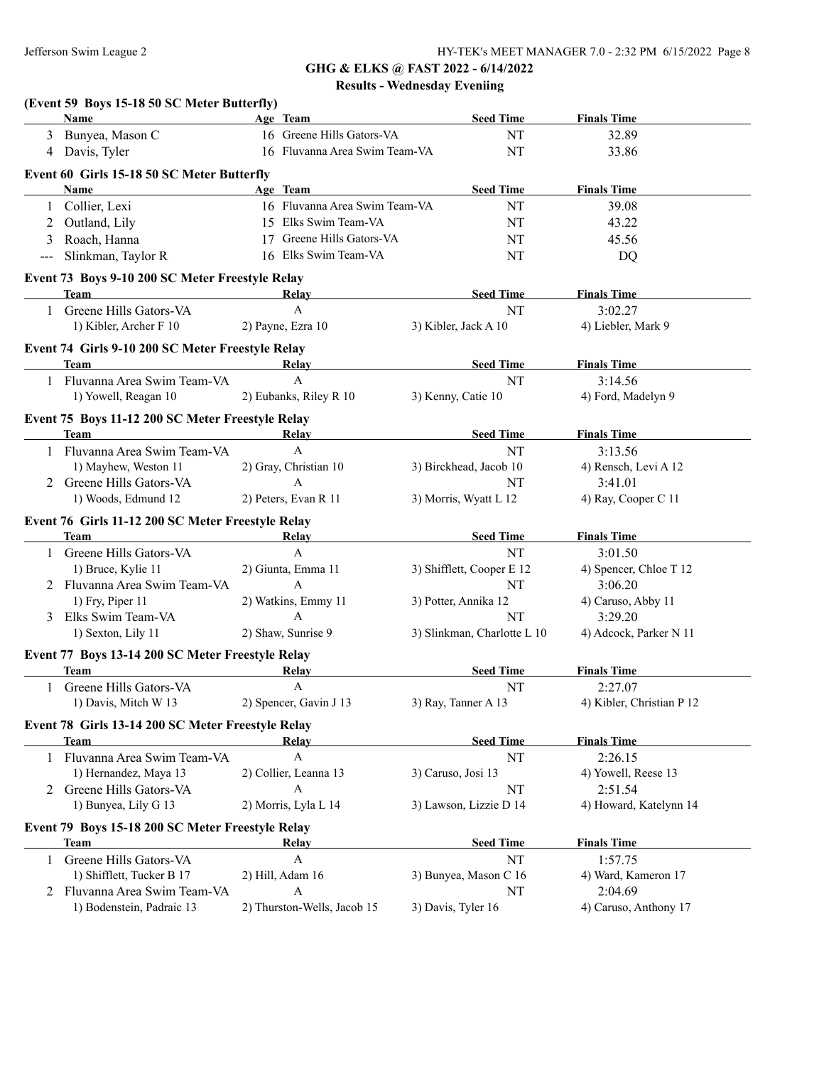## GHG & ELKS @ FAST 2022 - 6/14/2022

### Results - Wednesday Eveniing

**(Event 59 Boys 15-18 50 SC Meter Butterfly)**

| | Name | Age | Team | Seed Time | Finals Time |
|---|---|---|---|---|---|
| 3 | Bunyea, Mason C | 16 | Greene Hills Gators-VA | NT | 32.89 |
| 4 | Davis, Tyler | 16 | Fluvanna Area Swim Team-VA | NT | 33.86 |

**Event 60 Girls 15-18 50 SC Meter Butterfly**

| | Name | Age | Team | Seed Time | Finals Time |
|---|---|---|---|---|---|
| 1 | Collier, Lexi | 16 | Fluvanna Area Swim Team-VA | NT | 39.08 |
| 2 | Outland, Lily | 15 | Elks Swim Team-VA | NT | 43.22 |
| 3 | Roach, Hanna | 17 | Greene Hills Gators-VA | NT | 45.56 |
| --- | Slinkman, Taylor R | 16 | Elks Swim Team-VA | NT | DQ |

**Event 73 Boys 9-10 200 SC Meter Freestyle Relay**

| | Team | Relay | Seed Time | Finals Time |
|---|---|---|---|---|
| 1 | Greene Hills Gators-VA | A | NT | 3:02.27 |
| | 1) Kibler, Archer F 10 | 2) Payne, Ezra 10 | 3) Kibler, Jack A 10 | 4) Liebler, Mark 9 |

**Event 74 Girls 9-10 200 SC Meter Freestyle Relay**

| | Team | Relay | Seed Time | Finals Time |
|---|---|---|---|---|
| 1 | Fluvanna Area Swim Team-VA | A | NT | 3:14.56 |
| | 1) Yowell, Reagan 10 | 2) Eubanks, Riley R 10 | 3) Kenny, Catie 10 | 4) Ford, Madelyn 9 |

**Event 75 Boys 11-12 200 SC Meter Freestyle Relay**

| | Team | Relay | Seed Time | Finals Time |
|---|---|---|---|---|
| 1 | Fluvanna Area Swim Team-VA | A | NT | 3:13.56 |
| | 1) Mayhew, Weston 11 | 2) Gray, Christian 10 | 3) Birckhead, Jacob 10 | 4) Rensch, Levi A 12 |
| 2 | Greene Hills Gators-VA | A | NT | 3:41.01 |
| | 1) Woods, Edmund 12 | 2) Peters, Evan R 11 | 3) Morris, Wyatt L 12 | 4) Ray, Cooper C 11 |

**Event 76 Girls 11-12 200 SC Meter Freestyle Relay**

| | Team | Relay | Seed Time | Finals Time |
|---|---|---|---|---|
| 1 | Greene Hills Gators-VA | A | NT | 3:01.50 |
| | 1) Bruce, Kylie 11 | 2) Giunta, Emma 11 | 3) Shifflett, Cooper E 12 | 4) Spencer, Chloe T 12 |
| 2 | Fluvanna Area Swim Team-VA | A | NT | 3:06.20 |
| | 1) Fry, Piper 11 | 2) Watkins, Emmy 11 | 3) Potter, Annika 12 | 4) Caruso, Abby 11 |
| 3 | Elks Swim Team-VA | A | NT | 3:29.20 |
| | 1) Sexton, Lily 11 | 2) Shaw, Sunrise 9 | 3) Slinkman, Charlotte L 10 | 4) Adcock, Parker N 11 |

**Event 77 Boys 13-14 200 SC Meter Freestyle Relay**

| | Team | Relay | Seed Time | Finals Time |
|---|---|---|---|---|
| 1 | Greene Hills Gators-VA | A | NT | 2:27.07 |
| | 1) Davis, Mitch W 13 | 2) Spencer, Gavin J 13 | 3) Ray, Tanner A 13 | 4) Kibler, Christian P 12 |

**Event 78 Girls 13-14 200 SC Meter Freestyle Relay**

| | Team | Relay | Seed Time | Finals Time |
|---|---|---|---|---|
| 1 | Fluvanna Area Swim Team-VA | A | NT | 2:26.15 |
| | 1) Hernandez, Maya 13 | 2) Collier, Leanna 13 | 3) Caruso, Josi 13 | 4) Yowell, Reese 13 |
| 2 | Greene Hills Gators-VA | A | NT | 2:51.54 |
| | 1) Bunyea, Lily G 13 | 2) Morris, Lyla L 14 | 3) Lawson, Lizzie D 14 | 4) Howard, Katelynn 14 |

**Event 79 Boys 15-18 200 SC Meter Freestyle Relay**

| | Team | Relay | Seed Time | Finals Time |
|---|---|---|---|---|
| 1 | Greene Hills Gators-VA | A | NT | 1:57.75 |
| | 1) Shifflett, Tucker B 17 | 2) Hill, Adam 16 | 3) Bunyea, Mason C 16 | 4) Ward, Kameron 17 |
| 2 | Fluvanna Area Swim Team-VA | A | NT | 2:04.69 |
| | 1) Bodenstein, Padraic 13 | 2) Thurston-Wells, Jacob 15 | 3) Davis, Tyler 16 | 4) Caruso, Anthony 17 |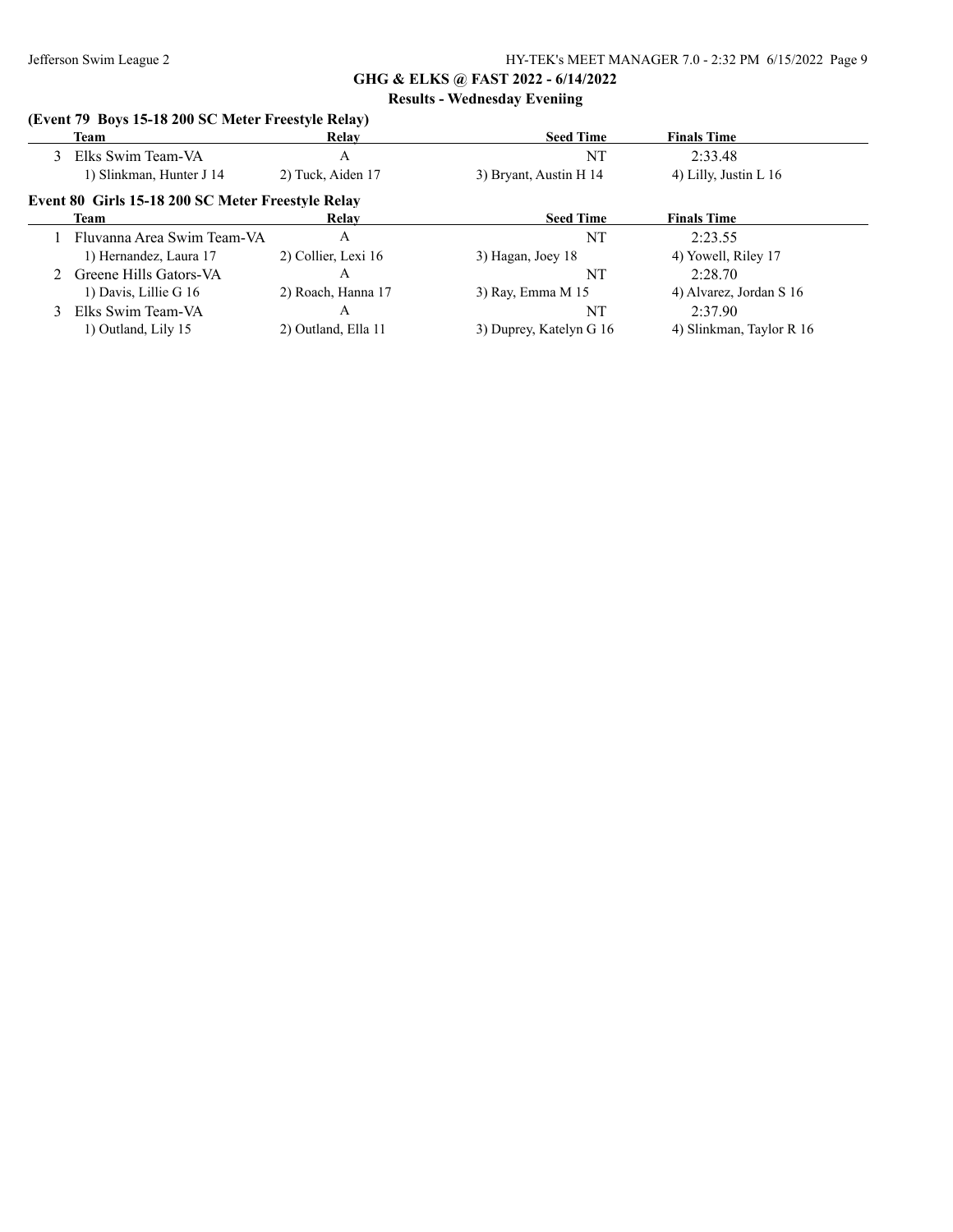## GHG & ELKS @ FAST 2022 - 6/14/2022

### Results - Wednesday Eveniing

**(Event 79 Boys 15-18 200 SC Meter Freestyle Relay)**

| | Team | Relay | Seed Time | Finals Time |
|---|---|---|---|---|
| 3 | Elks Swim Team-VA | A | NT | 2:33.48 |
| | 1) Slinkman, Hunter J 14 | 2) Tuck, Aiden 17 | 3) Bryant, Austin H 14 | 4) Lilly, Justin L 16 |

**Event 80 Girls 15-18 200 SC Meter Freestyle Relay**

| | Team | Relay | Seed Time | Finals Time |
|---|---|---|---|---|
| 1 | Fluvanna Area Swim Team-VA | A | NT | 2:23.55 |
| | 1) Hernandez, Laura 17 | 2) Collier, Lexi 16 | 3) Hagan, Joey 18 | 4) Yowell, Riley 17 |
| 2 | Greene Hills Gators-VA | A | NT | 2:28.70 |
| | 1) Davis, Lillie G 16 | 2) Roach, Hanna 17 | 3) Ray, Emma M 15 | 4) Alvarez, Jordan S 16 |
| 3 | Elks Swim Team-VA | A | NT | 2:37.90 |
| | 1) Outland, Lily 15 | 2) Outland, Ella 11 | 3) Duprey, Katelyn G 16 | 4) Slinkman, Taylor R 16 |